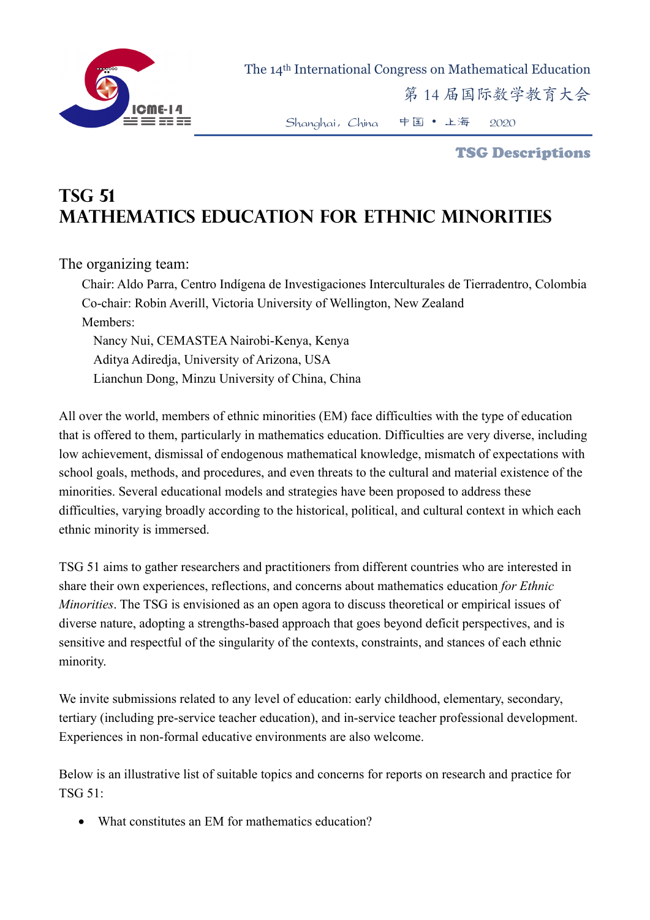# TSG 51
# MATHEMATICS EDUCATION FOR ETHNIC MINORITIES

The organizing team:

Chair: Aldo Parra, Centro Indígena de Investigaciones Interculturales de Tierradentro, Colombia
Co-chair: Robin Averill, Victoria University of Wellington, New Zealand
Members:
Nancy Nui, CEMASTEA Nairobi-Kenya, Kenya
Aditya Adiredja, University of Arizona, USA
Lianchun Dong, Minzu University of China, China

All over the world, members of ethnic minorities (EM) face difficulties with the type of education that is offered to them, particularly in mathematics education. Difficulties are very diverse, including low achievement, dismissal of endogenous mathematical knowledge, mismatch of expectations with school goals, methods, and procedures, and even threats to the cultural and material existence of the minorities. Several educational models and strategies have been proposed to address these difficulties, varying broadly according to the historical, political, and cultural context in which each ethnic minority is immersed.

TSG 51 aims to gather researchers and practitioners from different countries who are interested in share their own experiences, reflections, and concerns about mathematics education *for Ethnic Minorities*. The TSG is envisioned as an open agora to discuss theoretical or empirical issues of diverse nature, adopting a strengths-based approach that goes beyond deficit perspectives, and is sensitive and respectful of the singularity of the contexts, constraints, and stances of each ethnic minority.

We invite submissions related to any level of education: early childhood, elementary, secondary, tertiary (including pre-service teacher education), and in-service teacher professional development. Experiences in non-formal educative environments are also welcome.

Below is an illustrative list of suitable topics and concerns for reports on research and practice for TSG 51:

- What constitutes an EM for mathematics education?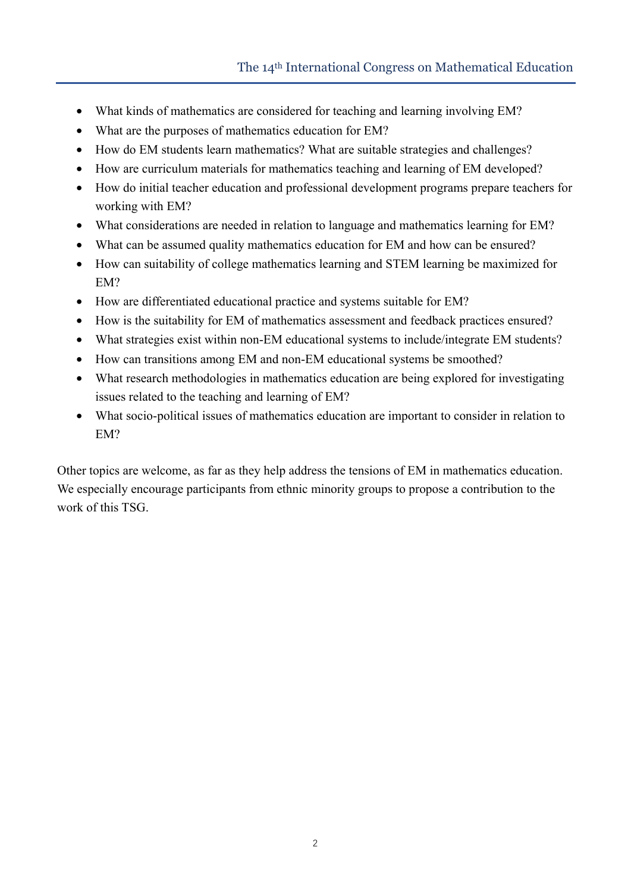- What kinds of mathematics are considered for teaching and learning involving EM?
- What are the purposes of mathematics education for EM?
- How do EM students learn mathematics? What are suitable strategies and challenges?
- How are curriculum materials for mathematics teaching and learning of EM developed?
- How do initial teacher education and professional development programs prepare teachers for working with EM?
- What considerations are needed in relation to language and mathematics learning for EM?
- What can be assumed quality mathematics education for EM and how can be ensured?
- How can suitability of college mathematics learning and STEM learning be maximized for EM?
- How are differentiated educational practice and systems suitable for EM?
- How is the suitability for EM of mathematics assessment and feedback practices ensured?
- What strategies exist within non-EM educational systems to include/integrate EM students?
- How can transitions among EM and non-EM educational systems be smoothed?
- What research methodologies in mathematics education are being explored for investigating issues related to the teaching and learning of EM?
- What socio-political issues of mathematics education are important to consider in relation to EM?

Other topics are welcome, as far as they help address the tensions of EM in mathematics education. We especially encourage participants from ethnic minority groups to propose a contribution to the work of this TSG.